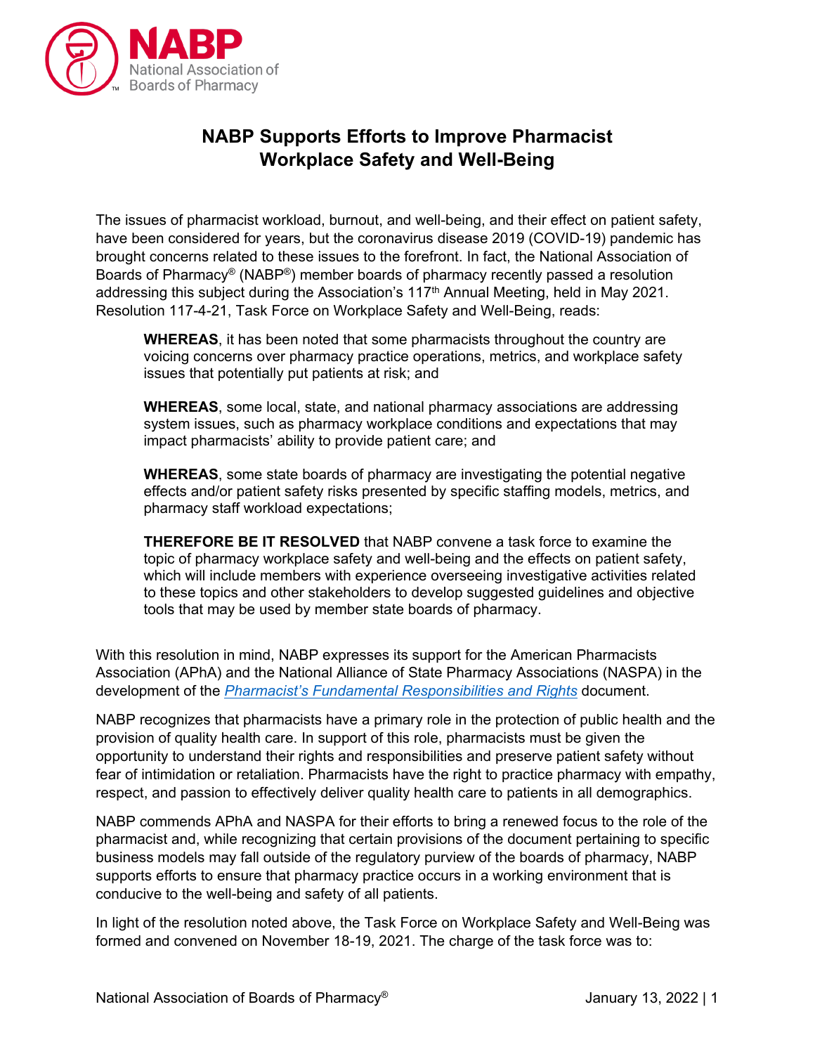# NABP Supports Efforts to Improve Pharmacist Workplace Safety and Well-Being

The issues of pharmacist workload, burnout, and well-being, and their effect on patient safety, have been considered for years, but the coronavirus disease 2019 (COVID-19) pandemic has brought concerns related to these issues to the forefront. In fact, the National Association of Boards of Pharmacy® (NABP®) member boards of pharmacy recently passed a resolution addressing this subject during the Association's 117th Annual Meeting, held in May 2021. Resolution 117-4-21, Task Force on Workplace Safety and Well-Being, reads:

> **WHEREAS**, it has been noted that some pharmacists throughout the country are voicing concerns over pharmacy practice operations, metrics, and workplace safety issues that potentially put patients at risk; and
>
> **WHEREAS**, some local, state, and national pharmacy associations are addressing system issues, such as pharmacy workplace conditions and expectations that may impact pharmacists' ability to provide patient care; and
>
> **WHEREAS**, some state boards of pharmacy are investigating the potential negative effects and/or patient safety risks presented by specific staffing models, metrics, and pharmacy staff workload expectations;
>
> **THEREFORE BE IT RESOLVED** that NABP convene a task force to examine the topic of pharmacy workplace safety and well-being and the effects on patient safety, which will include members with experience overseeing investigative activities related to these topics and other stakeholders to develop suggested guidelines and objective tools that may be used by member state boards of pharmacy.

With this resolution in mind, NABP expresses its support for the American Pharmacists Association (APhA) and the National Alliance of State Pharmacy Associations (NASPA) in the development of the *Pharmacist's Fundamental Responsibilities and Rights* document.

NABP recognizes that pharmacists have a primary role in the protection of public health and the provision of quality health care. In support of this role, pharmacists must be given the opportunity to understand their rights and responsibilities and preserve patient safety without fear of intimidation or retaliation. Pharmacists have the right to practice pharmacy with empathy, respect, and passion to effectively deliver quality health care to patients in all demographics.

NABP commends APhA and NASPA for their efforts to bring a renewed focus to the role of the pharmacist and, while recognizing that certain provisions of the document pertaining to specific business models may fall outside of the regulatory purview of the boards of pharmacy, NABP supports efforts to ensure that pharmacy practice occurs in a working environment that is conducive to the well-being and safety of all patients.

In light of the resolution noted above, the Task Force on Workplace Safety and Well-Being was formed and convened on November 18-19, 2021. The charge of the task force was to: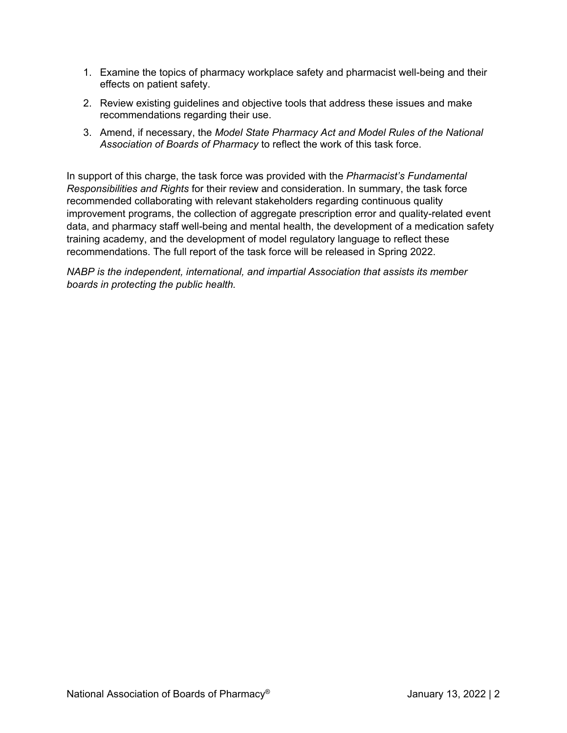1. Examine the topics of pharmacy workplace safety and pharmacist well-being and their effects on patient safety.
2. Review existing guidelines and objective tools that address these issues and make recommendations regarding their use.
3. Amend, if necessary, the *Model State Pharmacy Act and Model Rules of the National Association of Boards of Pharmacy* to reflect the work of this task force.

In support of this charge, the task force was provided with the *Pharmacist's Fundamental Responsibilities and Rights* for their review and consideration. In summary, the task force recommended collaborating with relevant stakeholders regarding continuous quality improvement programs, the collection of aggregate prescription error and quality-related event data, and pharmacy staff well-being and mental health, the development of a medication safety training academy, and the development of model regulatory language to reflect these recommendations. The full report of the task force will be released in Spring 2022.

*NABP is the independent, international, and impartial Association that assists its member boards in protecting the public health.*